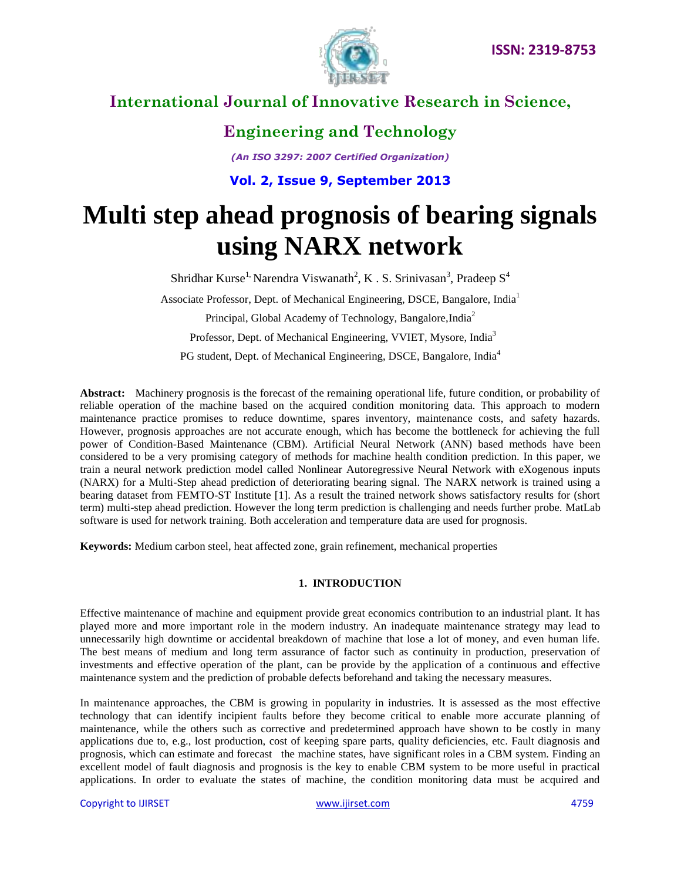# Multi step ahead prognosis of bearing signals using NARX network

Shridhar Kurse[1], Narendra Viswanath[2], K . S. Srinivasan[3], Pradeep S[4]

Associate Professor, Dept. of Mechanical Engineering, DSCE, Bangalore, India[1]

Principal, Global Academy of Technology, Bangalore,India[2]

Professor, Dept. of Mechanical Engineering, VVIET, Mysore, India[3]

PG student, Dept. of Mechanical Engineering, DSCE, Bangalore, India[4]

**Abstract:** Machinery prognosis is the forecast of the remaining operational life, future condition, or probability of reliable operation of the machine based on the acquired condition monitoring data. This approach to modern maintenance practice promises to reduce downtime, spares inventory, maintenance costs, and safety hazards. However, prognosis approaches are not accurate enough, which has become the bottleneck for achieving the full power of Condition-Based Maintenance (CBM). Artificial Neural Network (ANN) based methods have been considered to be a very promising category of methods for machine health condition prediction. In this paper, we train a neural network prediction model called Nonlinear Autoregressive Neural Network with eXogenous inputs (NARX) for a Multi-Step ahead prediction of deteriorating bearing signal. The NARX network is trained using a bearing dataset from FEMTO-ST Institute [1]. As a result the trained network shows satisfactory results for (short term) multi-step ahead prediction. However the long term prediction is challenging and needs further probe. MatLab software is used for network training. Both acceleration and temperature data are used for prognosis.

**Keywords:** Medium carbon steel, heat affected zone, grain refinement, mechanical properties

## 1. INTRODUCTION

Effective maintenance of machine and equipment provide great economics contribution to an industrial plant. It has played more and more important role in the modern industry. An inadequate maintenance strategy may lead to unnecessarily high downtime or accidental breakdown of machine that lose a lot of money, and even human life. The best means of medium and long term assurance of factor such as continuity in production, preservation of investments and effective operation of the plant, can be provide by the application of a continuous and effective maintenance system and the prediction of probable defects beforehand and taking the necessary measures.

In maintenance approaches, the CBM is growing in popularity in industries. It is assessed as the most effective technology that can identify incipient faults before they become critical to enable more accurate planning of maintenance, while the others such as corrective and predetermined approach have shown to be costly in many applications due to, e.g., lost production, cost of keeping spare parts, quality deficiencies, etc. Fault diagnosis and prognosis, which can estimate and forecast the machine states, have significant roles in a CBM system. Finding an excellent model of fault diagnosis and prognosis is the key to enable CBM system to be more useful in practical applications. In order to evaluate the states of machine, the condition monitoring data must be acquired and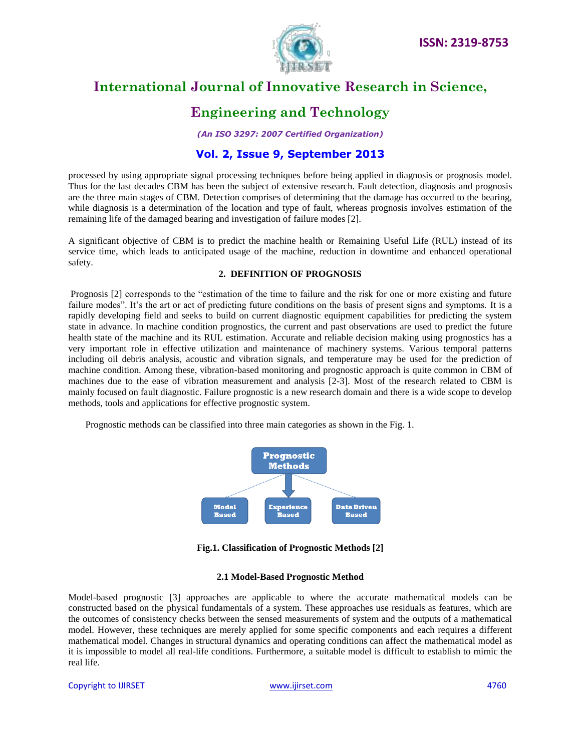processed by using appropriate signal processing techniques before being applied in diagnosis or prognosis model. Thus for the last decades CBM has been the subject of extensive research. Fault detection, diagnosis and prognosis are the three main stages of CBM. Detection comprises of determining that the damage has occurred to the bearing, while diagnosis is a determination of the location and type of fault, whereas prognosis involves estimation of the remaining life of the damaged bearing and investigation of failure modes [2].

A significant objective of CBM is to predict the machine health or Remaining Useful Life (RUL) instead of its service time, which leads to anticipated usage of the machine, reduction in downtime and enhanced operational safety.

## 2. DEFINITION OF PROGNOSIS

Prognosis [2] corresponds to the "estimation of the time to failure and the risk for one or more existing and future failure modes". It's the art or act of predicting future conditions on the basis of present signs and symptoms. It is a rapidly developing field and seeks to build on current diagnostic equipment capabilities for predicting the system state in advance. In machine condition prognostics, the current and past observations are used to predict the future health state of the machine and its RUL estimation. Accurate and reliable decision making using prognostics has a very important role in effective utilization and maintenance of machinery systems. Various temporal patterns including oil debris analysis, acoustic and vibration signals, and temperature may be used for the prediction of machine condition. Among these, vibration-based monitoring and prognostic approach is quite common in CBM of machines due to the ease of vibration measurement and analysis [2-3]. Most of the research related to CBM is mainly focused on fault diagnostic. Failure prognostic is a new research domain and there is a wide scope to develop methods, tools and applications for effective prognostic system.

Prognostic methods can be classified into three main categories as shown in the Fig. 1.

Prognostic Methods → Model Based | Experience Based | Data Driven Based

**Fig.1. Classification of Prognostic Methods [2]**

### 2.1 Model-Based Prognostic Method

Model-based prognostic [3] approaches are applicable to where the accurate mathematical models can be constructed based on the physical fundamentals of a system. These approaches use residuals as features, which are the outcomes of consistency checks between the sensed measurements of system and the outputs of a mathematical model. However, these techniques are merely applied for some specific components and each requires a different mathematical model. Changes in structural dynamics and operating conditions can affect the mathematical model as it is impossible to model all real-life conditions. Furthermore, a suitable model is difficult to establish to mimic the real life.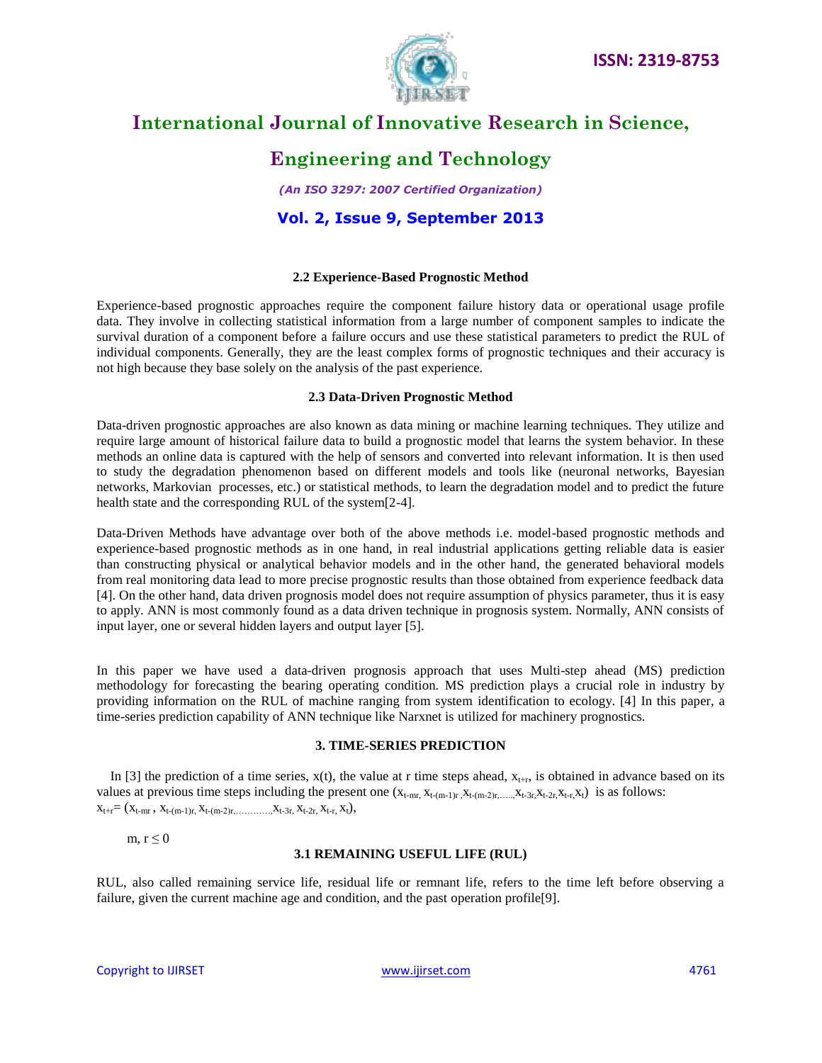### 2.2 Experience-Based Prognostic Method

Experience-based prognostic approaches require the component failure history data or operational usage profile data. They involve in collecting statistical information from a large number of component samples to indicate the survival duration of a component before a failure occurs and use these statistical parameters to predict the RUL of individual components. Generally, they are the least complex forms of prognostic techniques and their accuracy is not high because they base solely on the analysis of the past experience.

### 2.3 Data-Driven Prognostic Method

Data-driven prognostic approaches are also known as data mining or machine learning techniques. They utilize and require large amount of historical failure data to build a prognostic model that learns the system behavior. In these methods an online data is captured with the help of sensors and converted into relevant information. It is then used to study the degradation phenomenon based on different models and tools like (neuronal networks, Bayesian networks, Markovian processes, etc.) or statistical methods, to learn the degradation model and to predict the future health state and the corresponding RUL of the system[2-4].

Data-Driven Methods have advantage over both of the above methods i.e. model-based prognostic methods and experience-based prognostic methods as in one hand, in real industrial applications getting reliable data is easier than constructing physical or analytical behavior models and in the other hand, the generated behavioral models from real monitoring data lead to more precise prognostic results than those obtained from experience feedback data [4]. On the other hand, data driven prognosis model does not require assumption of physics parameter, thus it is easy to apply. ANN is most commonly found as a data driven technique in prognosis system. Normally, ANN consists of input layer, one or several hidden layers and output layer [5].

In this paper we have used a data-driven prognosis approach that uses Multi-step ahead (MS) prediction methodology for forecasting the bearing operating condition. MS prediction plays a crucial role in industry by providing information on the RUL of machine ranging from system identification to ecology. [4] In this paper, a time-series prediction capability of ANN technique like Narxnet is utilized for machinery prognostics.

### 3. TIME-SERIES PREDICTION

In [3] the prediction of a time series, x(t), the value at r time steps ahead, $x_{t+r}$, is obtained in advance based on its values at previous time steps including the present one $(x_{t-mr}, x_{t-(m-1)r}, x_{t-(m-2)r}, \ldots, x_{t-3r}, x_{t-2r}, x_{t-r}, x_t)$ is as follows:

$$x_{t+r} = (x_{t-mr}, x_{t-(m-1)r}, x_{t-(m-2)r}, \ldots\ldots\ldots, x_{t-3r}, x_{t-2r}, x_{t-r}, x_t),$$

$$m, r \leq 0$$

### 3.1 REMAINING USEFUL LIFE (RUL)

RUL, also called remaining service life, residual life or remnant life, refers to the time left before observing a failure, given the current machine age and condition, and the past operation profile[9].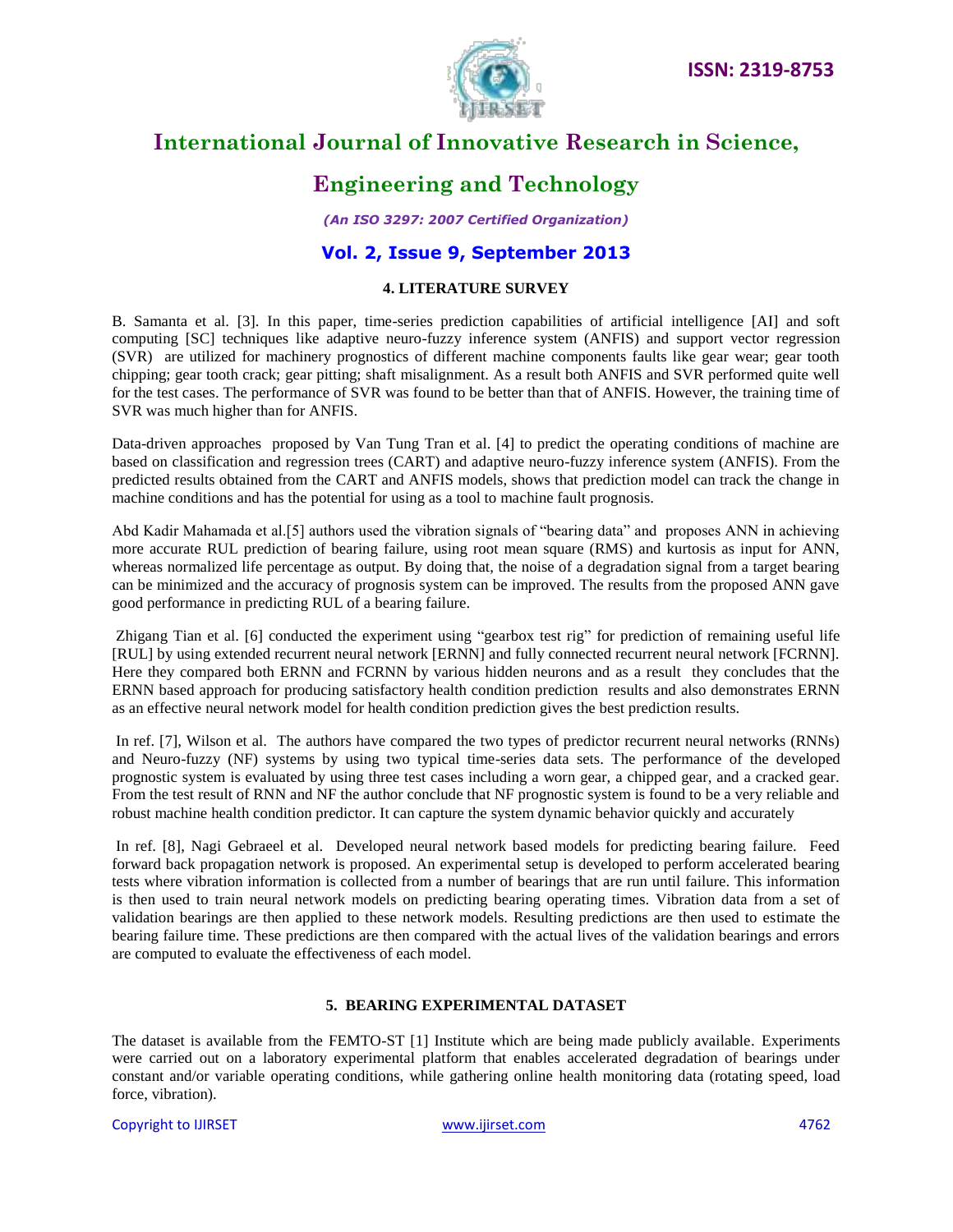## 4. LITERATURE SURVEY

B. Samanta et al. [3]. In this paper, time-series prediction capabilities of artificial intelligence [AI] and soft computing [SC] techniques like adaptive neuro-fuzzy inference system (ANFIS) and support vector regression (SVR) are utilized for machinery prognostics of different machine components faults like gear wear; gear tooth chipping; gear tooth crack; gear pitting; shaft misalignment. As a result both ANFIS and SVR performed quite well for the test cases. The performance of SVR was found to be better than that of ANFIS. However, the training time of SVR was much higher than for ANFIS.

Data-driven approaches proposed by Van Tung Tran et al. [4] to predict the operating conditions of machine are based on classification and regression trees (CART) and adaptive neuro-fuzzy inference system (ANFIS). From the predicted results obtained from the CART and ANFIS models, shows that prediction model can track the change in machine conditions and has the potential for using as a tool to machine fault prognosis.

Abd Kadir Mahamada et al.[5] authors used the vibration signals of "bearing data" and proposes ANN in achieving more accurate RUL prediction of bearing failure, using root mean square (RMS) and kurtosis as input for ANN, whereas normalized life percentage as output. By doing that, the noise of a degradation signal from a target bearing can be minimized and the accuracy of prognosis system can be improved. The results from the proposed ANN gave good performance in predicting RUL of a bearing failure.

Zhigang Tian et al. [6] conducted the experiment using "gearbox test rig" for prediction of remaining useful life [RUL] by using extended recurrent neural network [ERNN] and fully connected recurrent neural network [FCRNN]. Here they compared both ERNN and FCRNN by various hidden neurons and as a result they concludes that the ERNN based approach for producing satisfactory health condition prediction results and also demonstrates ERNN as an effective neural network model for health condition prediction gives the best prediction results.

In ref. [7], Wilson et al. The authors have compared the two types of predictor recurrent neural networks (RNNs) and Neuro-fuzzy (NF) systems by using two typical time-series data sets. The performance of the developed prognostic system is evaluated by using three test cases including a worn gear, a chipped gear, and a cracked gear. From the test result of RNN and NF the author conclude that NF prognostic system is found to be a very reliable and robust machine health condition predictor. It can capture the system dynamic behavior quickly and accurately

In ref. [8], Nagi Gebraeel et al. Developed neural network based models for predicting bearing failure. Feed forward back propagation network is proposed. An experimental setup is developed to perform accelerated bearing tests where vibration information is collected from a number of bearings that are run until failure. This information is then used to train neural network models on predicting bearing operating times. Vibration data from a set of validation bearings are then applied to these network models. Resulting predictions are then used to estimate the bearing failure time. These predictions are then compared with the actual lives of the validation bearings and errors are computed to evaluate the effectiveness of each model.

## 5. BEARING EXPERIMENTAL DATASET

The dataset is available from the FEMTO-ST [1] Institute which are being made publicly available. Experiments were carried out on a laboratory experimental platform that enables accelerated degradation of bearings under constant and/or variable operating conditions, while gathering online health monitoring data (rotating speed, load force, vibration).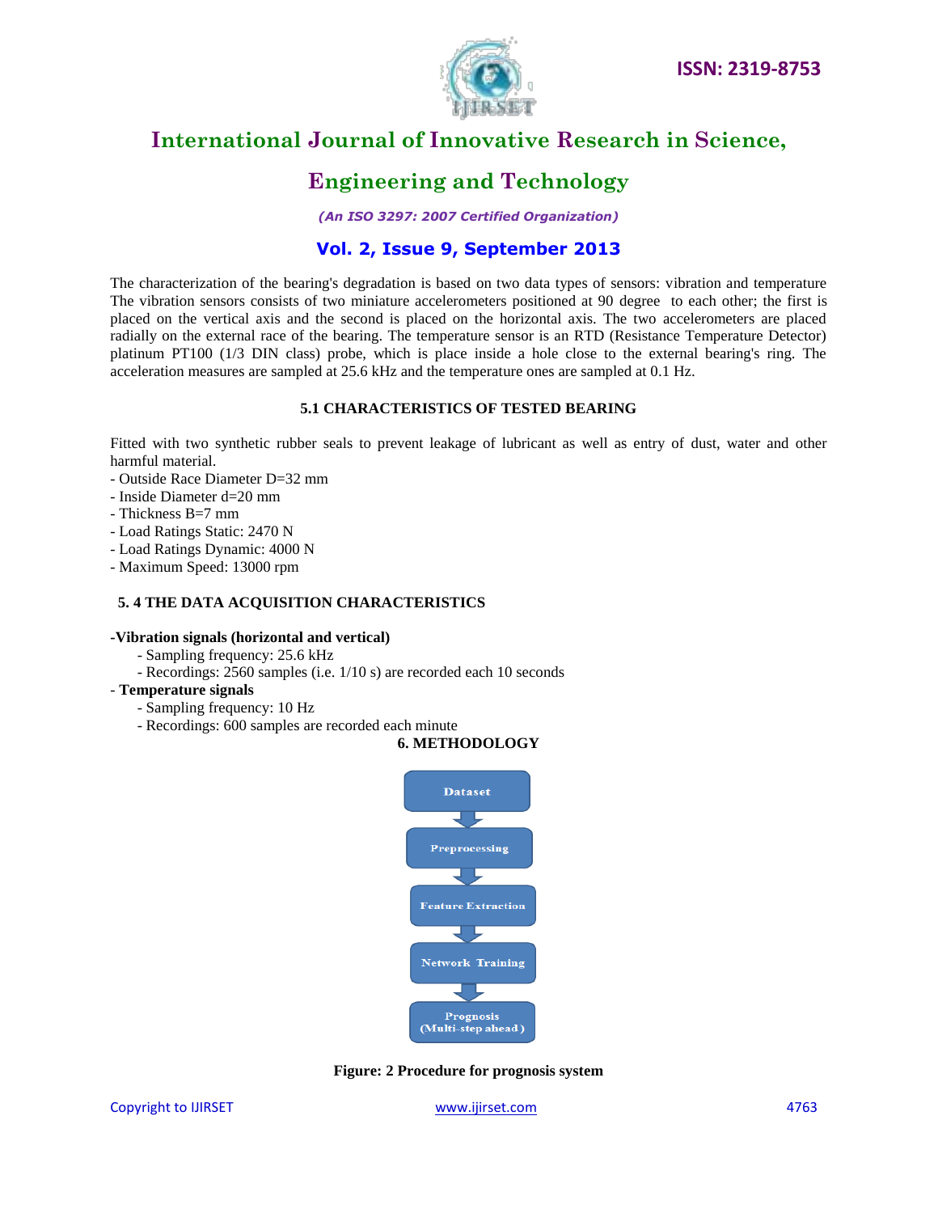The characterization of the bearing's degradation is based on two data types of sensors: vibration and temperature The vibration sensors consists of two miniature accelerometers positioned at 90 degree to each other; the first is placed on the vertical axis and the second is placed on the horizontal axis. The two accelerometers are placed radially on the external race of the bearing. The temperature sensor is an RTD (Resistance Temperature Detector) platinum PT100 (1/3 DIN class) probe, which is place inside a hole close to the external bearing's ring. The acceleration measures are sampled at 25.6 kHz and the temperature ones are sampled at 0.1 Hz.

### 5.1 CHARACTERISTICS OF TESTED BEARING

Fitted with two synthetic rubber seals to prevent leakage of lubricant as well as entry of dust, water and other harmful material.

- Outside Race Diameter D=32 mm
- Inside Diameter d=20 mm
- Thickness B=7 mm
- Load Ratings Static: 2470 N
- Load Ratings Dynamic: 4000 N
- Maximum Speed: 13000 rpm

### 5. 4 THE DATA ACQUISITION CHARACTERISTICS

**-Vibration signals (horizontal and vertical)**

- Sampling frequency: 25.6 kHz
- Recordings: 2560 samples (i.e. 1/10 s) are recorded each 10 seconds

\- **Temperature signals**

- Sampling frequency: 10 Hz
- Recordings: 600 samples are recorded each minute

## 6. METHODOLOGY

Dataset → Preprocessing → Feature Extraction → Network Training → Prognosis (Multi-step ahead)

**Figure: 2 Procedure for prognosis system**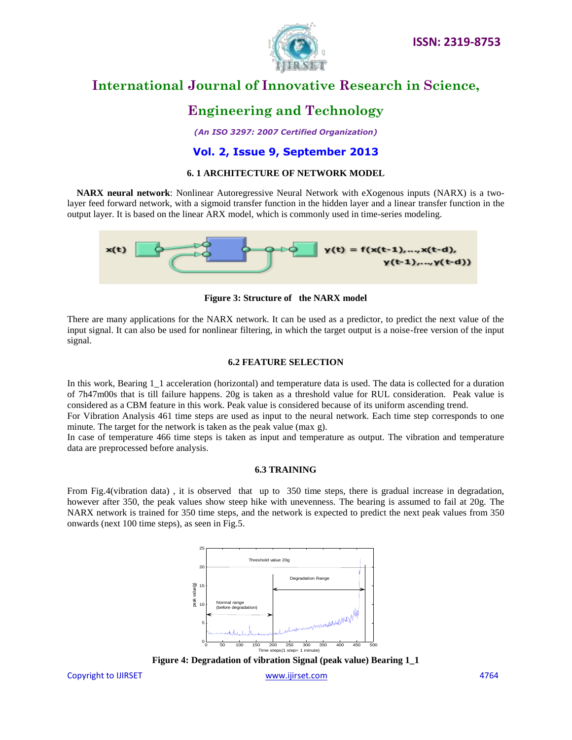### 6. 1 ARCHITECTURE OF NETWORK MODEL

**NARX neural network**: Nonlinear Autoregressive Neural Network with eXogenous inputs (NARX) is a two-layer feed forward network, with a sigmoid transfer function in the hidden layer and a linear transfer function in the output layer. It is based on the linear ARX model, which is commonly used in time-series modeling.

**Figure 3: Structure of the NARX model**

There are many applications for the NARX network. It can be used as a predictor, to predict the next value of the input signal. It can also be used for nonlinear filtering, in which the target output is a noise-free version of the input signal.

### 6.2 FEATURE SELECTION

In this work, Bearing 1_1 acceleration (horizontal) and temperature data is used. The data is collected for a duration of 7h47m00s that is till failure happens. 20g is taken as a threshold value for RUL consideration. Peak value is considered as a CBM feature in this work. Peak value is considered because of its uniform ascending trend.

For Vibration Analysis 461 time steps are used as input to the neural network. Each time step corresponds to one minute. The target for the network is taken as the peak value (max g).

In case of temperature 466 time steps is taken as input and temperature as output. The vibration and temperature data are preprocessed before analysis.

### 6.3 TRAINING

From Fig.4(vibration data) , it is observed that up to 350 time steps, there is gradual increase in degradation, however after 350, the peak values show steep hike with unevenness. The bearing is assumed to fail at 20g. The NARX network is trained for 350 time steps, and the network is expected to predict the next peak values from 350 onwards (next 100 time steps), as seen in Fig.5.

**Figure 4: Degradation of vibration Signal (peak value) Bearing 1_1**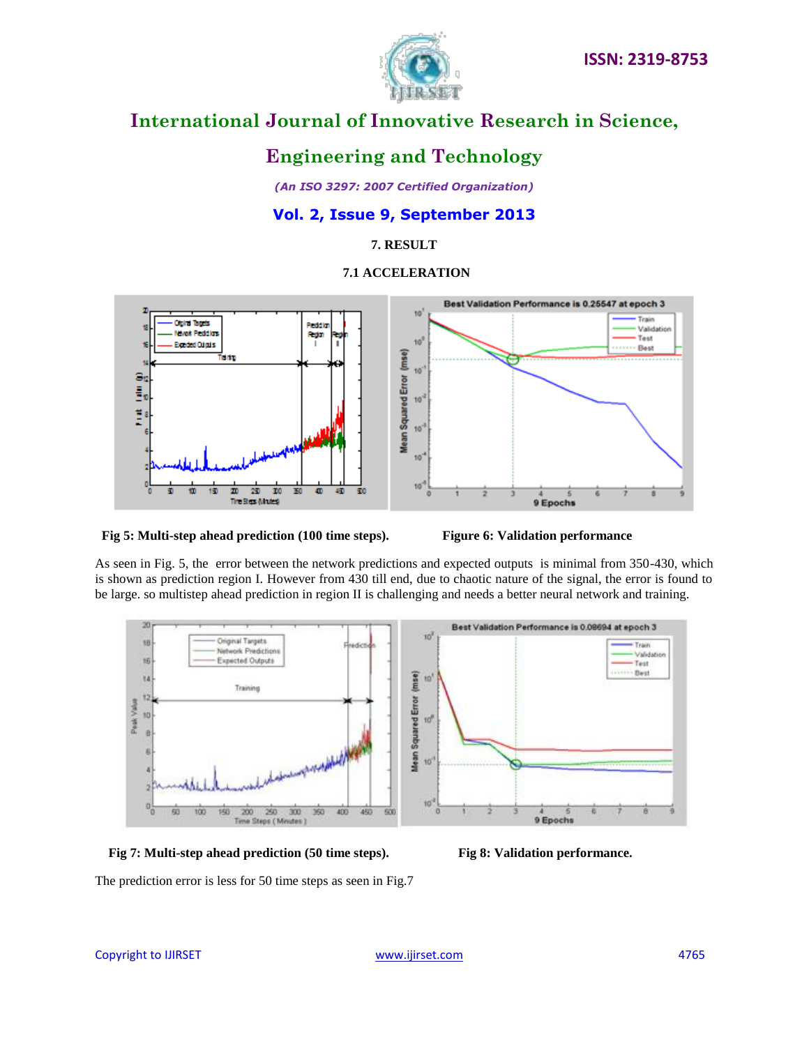## 7. RESULT

### 7.1 ACCELERATION

Fig 5: Multi-step ahead prediction (100 time steps).

Figure 6: Validation performance

As seen in Fig. 5, the error between the network predictions and expected outputs is minimal from 350-430, which is shown as prediction region I. However from 430 till end, due to chaotic nature of the signal, the error is found to be large. so multistep ahead prediction in region II is challenging and needs a better neural network and training.

Fig 7: Multi-step ahead prediction (50 time steps).

Fig 8: Validation performance.

The prediction error is less for 50 time steps as seen in Fig.7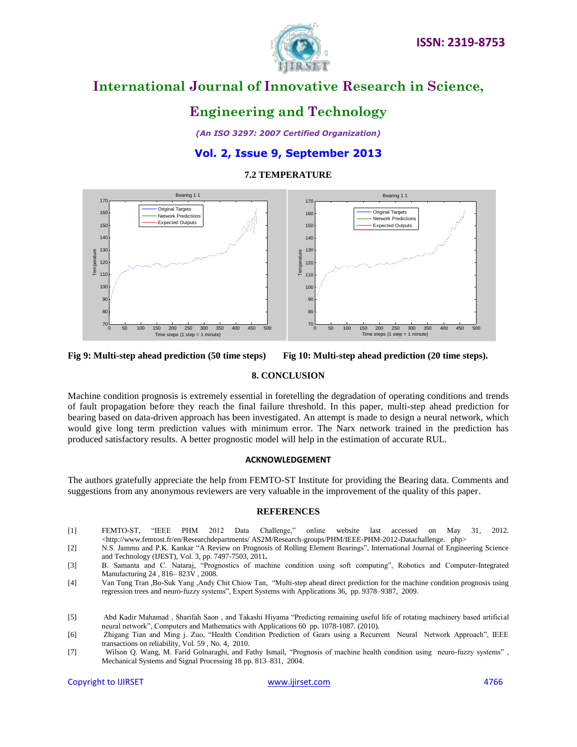### 7.2 TEMPERATURE

Fig 9: Multi-step ahead prediction (50 time steps)

Fig 10: Multi-step ahead prediction (20 time steps).

## 8. CONCLUSION

Machine condition prognosis is extremely essential in foretelling the degradation of operating conditions and trends of fault propagation before they reach the final failure threshold. In this paper, multi-step ahead prediction for bearing based on data-driven approach has been investigated. An attempt is made to design a neural network, which would give long term prediction values with minimum error. The Narx network trained in the prediction has produced satisfactory results. A better prognostic model will help in the estimation of accurate RUL.

## ACKNOWLEDGEMENT

The authors gratefully appreciate the help from FEMTO-ST Institute for providing the Bearing data. Comments and suggestions from any anonymous reviewers are very valuable in the improvement of the quality of this paper.

## REFERENCES

[1] FEMTO-ST, "IEEE PHM 2012 Data Challenge," online website last accessed on May 31, 2012. <http://www.femtost.fr/en/Researchdepartments/ AS2M/Research-groups/PHM/IEEE-PHM-2012-Datachallenge. php>

[2] N.S. Jammu and P.K. Kankar "A Review on Prognosis of Rolling Element Bearings", International Journal of Engineering Science and Technology (IJEST), Vol. 3, pp. 7497-7503, 2011.

[3] B. Samanta and C. Nataraj, "Prognostics of machine condition using soft computing", Robotics and Computer-Integrated Manufacturing 24 , 816– 823V , 2008.

[4] Van Tung Tran ,Bo-Suk Yang ,Andy Chit Chiow Tan, "Multi-step ahead direct prediction for the machine condition prognosis using regression trees and neuro-fuzzy systems", Expert Systems with Applications 36, pp. 9378–9387, 2009.

[5] Abd Kadir Mahamad , Sharifah Saon , and Takashi Hiyama "Predicting remaining useful life of rotating machinery based artificial neural network", Computers and Mathematics with Applications 60 pp. 1078-1087. (2010).

[6] Zhigang Tian and Ming j. Zuo, "Health Condition Prediction of Gears using a Recurrent Neural Network Approach", IEEE transactions on reliability, Vol. 59 , No. 4, 2010.

[7] Wilson Q. Wang, M. Farid Golnaraghi, and Fathy Ismail, "Prognosis of machine health condition using neuro-fuzzy systems" , Mechanical Systems and Signal Processing 18 pp. 813–831, 2004.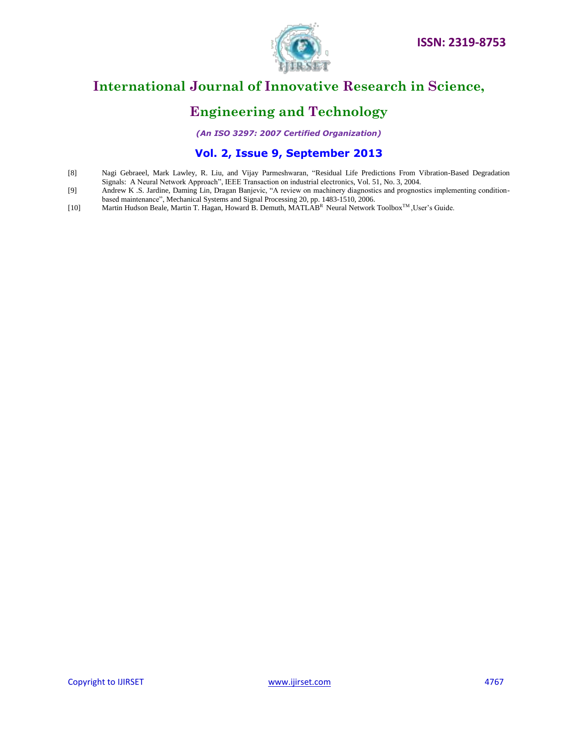[8] Nagi Gebraeel, Mark Lawley, R. Liu, and Vijay Parmeshwaran, "Residual Life Predictions From Vibration-Based Degradation Signals: A Neural Network Approach", IEEE Transaction on industrial electronics, Vol. 51, No. 3, 2004.

[9] Andrew K .S. Jardine, Daming Lin, Dragan Banjevic, "A review on machinery diagnostics and prognostics implementing condition-based maintenance", Mechanical Systems and Signal Processing 20, pp. 1483-1510, 2006.

[10] Martin Hudson Beale, Martin T. Hagan, Howard B. Demuth, MATLAB® Neural Network Toolbox™ ,User's Guide.